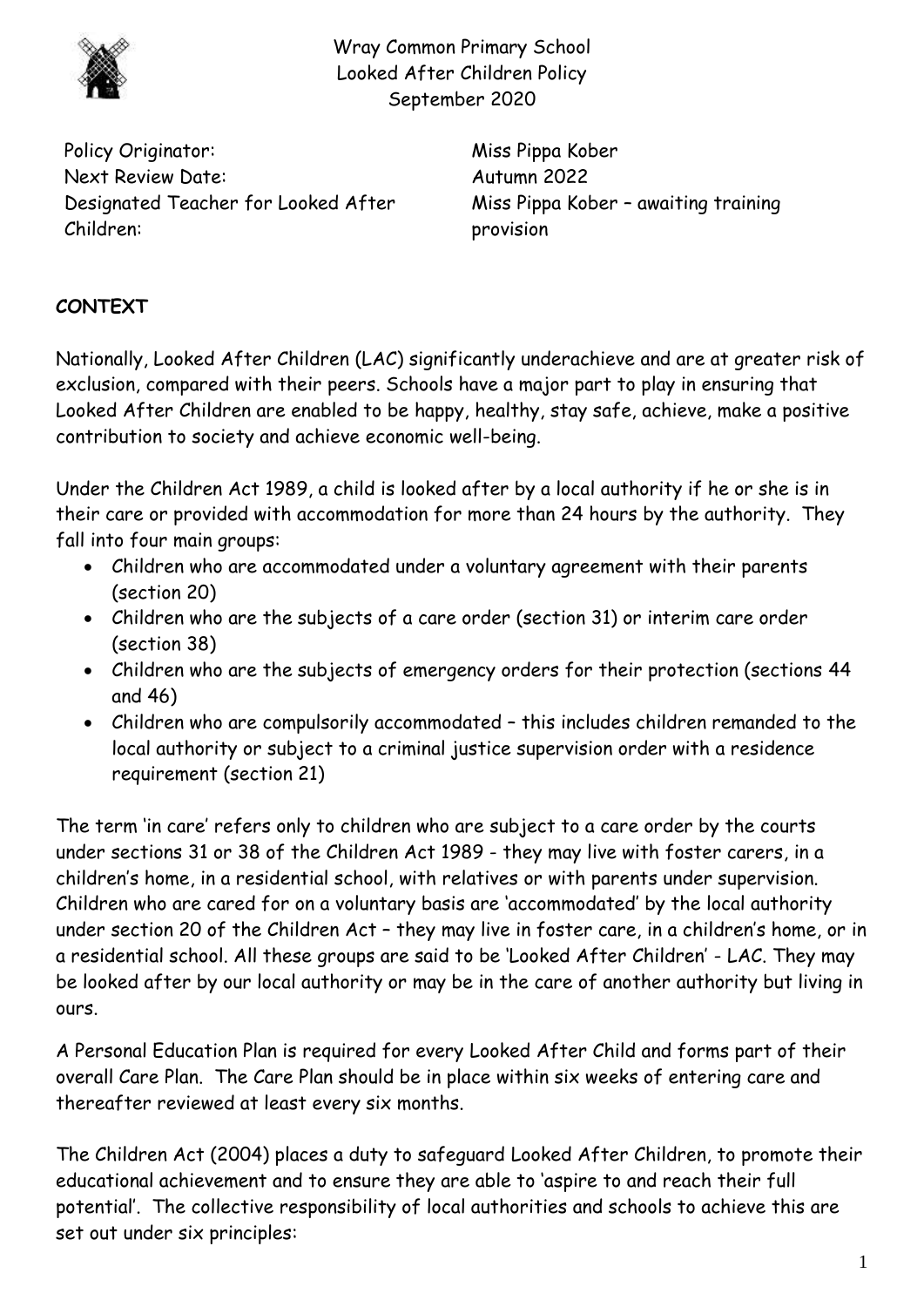Wray Common Primary School
Looked After Children Policy
September 2020

| | |
|---|---|
| Policy Originator: | Miss Pippa Kober |
| Next Review Date: | Autumn 2022 |
| Designated Teacher for Looked After Children: | Miss Pippa Kober – awaiting training provision |

**CONTEXT**

Nationally, Looked After Children (LAC) significantly underachieve and are at greater risk of exclusion, compared with their peers. Schools have a major part to play in ensuring that Looked After Children are enabled to be happy, healthy, stay safe, achieve, make a positive contribution to society and achieve economic well-being.

Under the Children Act 1989, a child is looked after by a local authority if he or she is in their care or provided with accommodation for more than 24 hours by the authority. They fall into four main groups:

- Children who are accommodated under a voluntary agreement with their parents (section 20)
- Children who are the subjects of a care order (section 31) or interim care order (section 38)
- Children who are the subjects of emergency orders for their protection (sections 44 and 46)
- Children who are compulsorily accommodated – this includes children remanded to the local authority or subject to a criminal justice supervision order with a residence requirement (section 21)

The term 'in care' refers only to children who are subject to a care order by the courts under sections 31 or 38 of the Children Act 1989 - they may live with foster carers, in a children's home, in a residential school, with relatives or with parents under supervision. Children who are cared for on a voluntary basis are 'accommodated' by the local authority under section 20 of the Children Act – they may live in foster care, in a children's home, or in a residential school. All these groups are said to be 'Looked After Children' - LAC. They may be looked after by our local authority or may be in the care of another authority but living in ours.

A Personal Education Plan is required for every Looked After Child and forms part of their overall Care Plan. The Care Plan should be in place within six weeks of entering care and thereafter reviewed at least every six months.

The Children Act (2004) places a duty to safeguard Looked After Children, to promote their educational achievement and to ensure they are able to 'aspire to and reach their full potential'. The collective responsibility of local authorities and schools to achieve this are set out under six principles: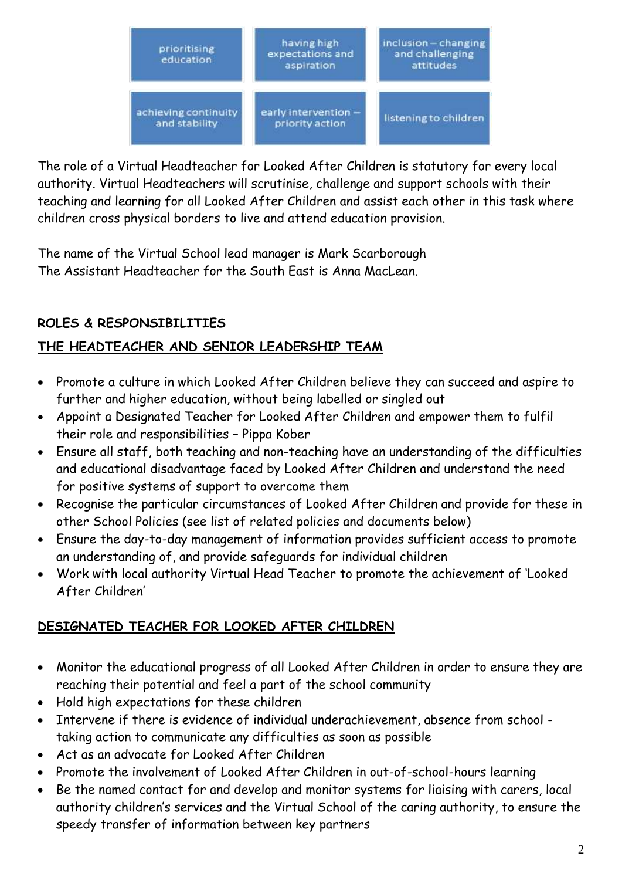| prioritising education | having high expectations and aspiration | inclusion – changing and challenging attitudes |
| --- | --- | --- |
| achieving continuity and stability | early intervention – priority action | listening to children |

The role of a Virtual Headteacher for Looked After Children is statutory for every local authority. Virtual Headteachers will scrutinise, challenge and support schools with their teaching and learning for all Looked After Children and assist each other in this task where children cross physical borders to live and attend education provision.

The name of the Virtual School lead manager is Mark Scarborough
The Assistant Headteacher for the South East is Anna MacLean.

**ROLES & RESPONSIBILITIES**

**THE HEADTEACHER AND SENIOR LEADERSHIP TEAM**

- Promote a culture in which Looked After Children believe they can succeed and aspire to further and higher education, without being labelled or singled out
- Appoint a Designated Teacher for Looked After Children and empower them to fulfil their role and responsibilities – Pippa Kober
- Ensure all staff, both teaching and non-teaching have an understanding of the difficulties and educational disadvantage faced by Looked After Children and understand the need for positive systems of support to overcome them
- Recognise the particular circumstances of Looked After Children and provide for these in other School Policies (see list of related policies and documents below)
- Ensure the day-to-day management of information provides sufficient access to promote an understanding of, and provide safeguards for individual children
- Work with local authority Virtual Head Teacher to promote the achievement of 'Looked After Children'

**DESIGNATED TEACHER FOR LOOKED AFTER CHILDREN**

- Monitor the educational progress of all Looked After Children in order to ensure they are reaching their potential and feel a part of the school community
- Hold high expectations for these children
- Intervene if there is evidence of individual underachievement, absence from school - taking action to communicate any difficulties as soon as possible
- Act as an advocate for Looked After Children
- Promote the involvement of Looked After Children in out-of-school-hours learning
- Be the named contact for and develop and monitor systems for liaising with carers, local authority children's services and the Virtual School of the caring authority, to ensure the speedy transfer of information between key partners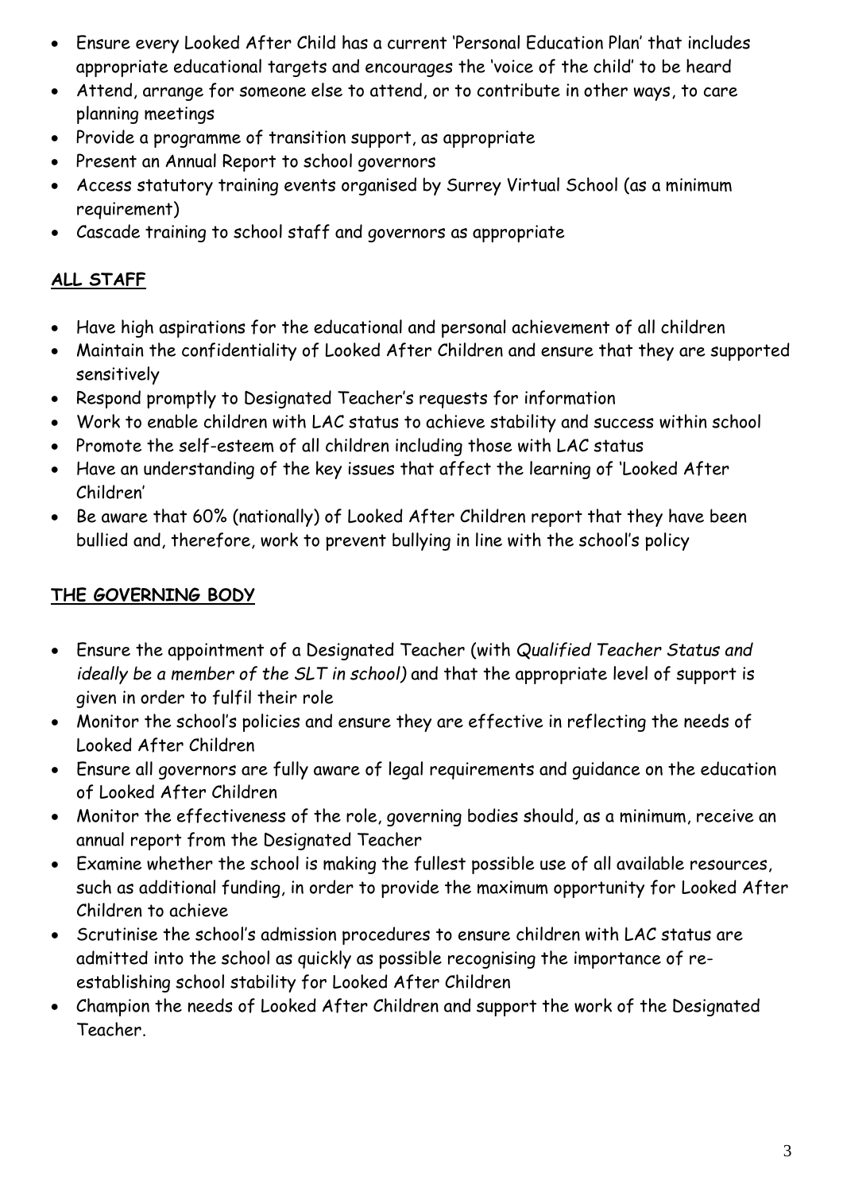- Ensure every Looked After Child has a current 'Personal Education Plan' that includes appropriate educational targets and encourages the 'voice of the child' to be heard
- Attend, arrange for someone else to attend, or to contribute in other ways, to care planning meetings
- Provide a programme of transition support, as appropriate
- Present an Annual Report to school governors
- Access statutory training events organised by Surrey Virtual School (as a minimum requirement)
- Cascade training to school staff and governors as appropriate

## ALL STAFF

- Have high aspirations for the educational and personal achievement of all children
- Maintain the confidentiality of Looked After Children and ensure that they are supported sensitively
- Respond promptly to Designated Teacher's requests for information
- Work to enable children with LAC status to achieve stability and success within school
- Promote the self-esteem of all children including those with LAC status
- Have an understanding of the key issues that affect the learning of 'Looked After Children'
- Be aware that 60% (nationally) of Looked After Children report that they have been bullied and, therefore, work to prevent bullying in line with the school's policy

## THE GOVERNING BODY

- Ensure the appointment of a Designated Teacher (with *Qualified Teacher Status and ideally be a member of the SLT in school)* and that the appropriate level of support is given in order to fulfil their role
- Monitor the school's policies and ensure they are effective in reflecting the needs of Looked After Children
- Ensure all governors are fully aware of legal requirements and guidance on the education of Looked After Children
- Monitor the effectiveness of the role, governing bodies should, as a minimum, receive an annual report from the Designated Teacher
- Examine whether the school is making the fullest possible use of all available resources, such as additional funding, in order to provide the maximum opportunity for Looked After Children to achieve
- Scrutinise the school's admission procedures to ensure children with LAC status are admitted into the school as quickly as possible recognising the importance of re-establishing school stability for Looked After Children
- Champion the needs of Looked After Children and support the work of the Designated Teacher.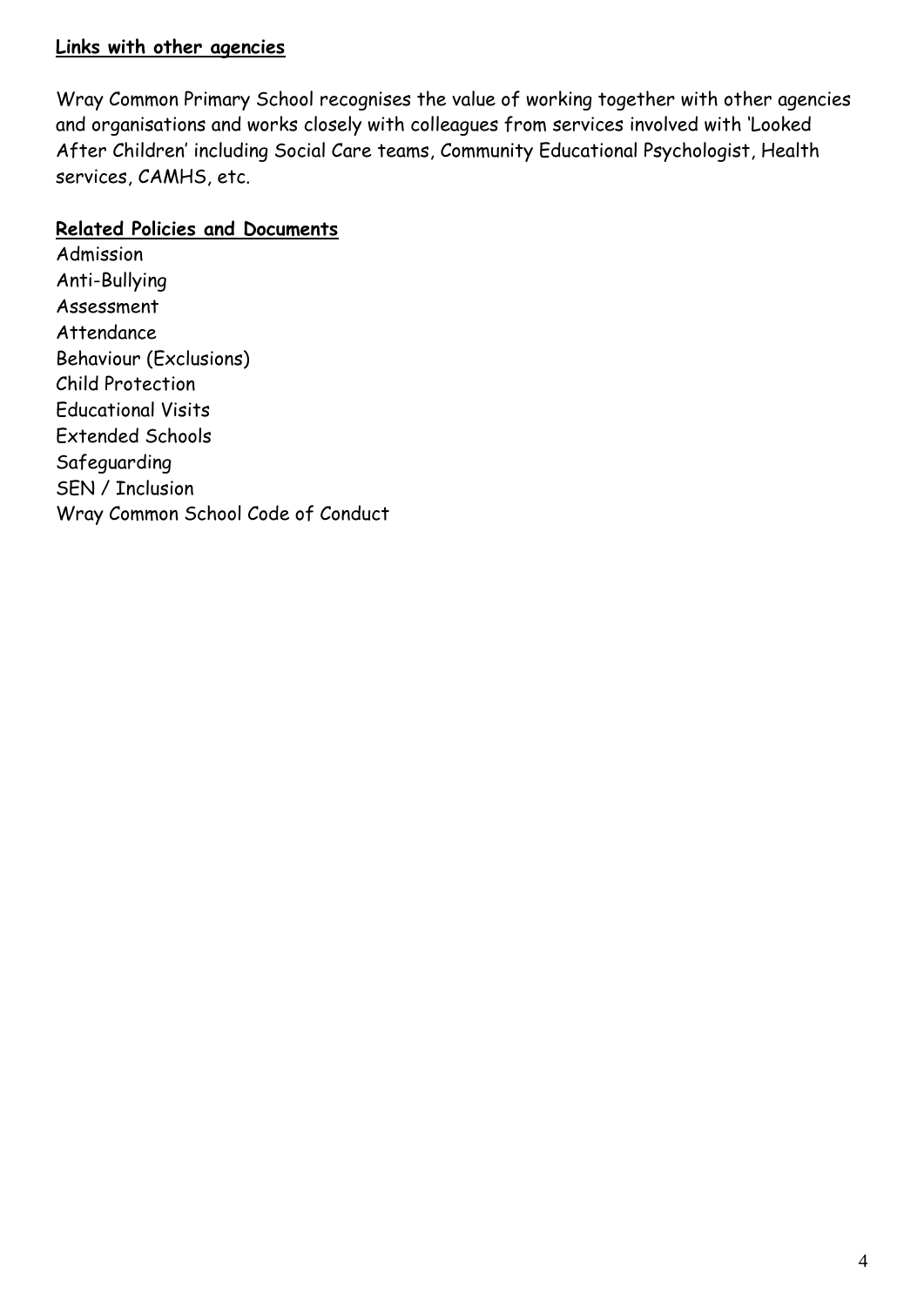**Links with other agencies**

Wray Common Primary School recognises the value of working together with other agencies and organisations and works closely with colleagues from services involved with 'Looked After Children' including Social Care teams, Community Educational Psychologist, Health services, CAMHS, etc.

**Related Policies and Documents**

Admission
Anti-Bullying
Assessment
Attendance
Behaviour (Exclusions)
Child Protection
Educational Visits
Extended Schools
Safeguarding
SEN / Inclusion
Wray Common School Code of Conduct